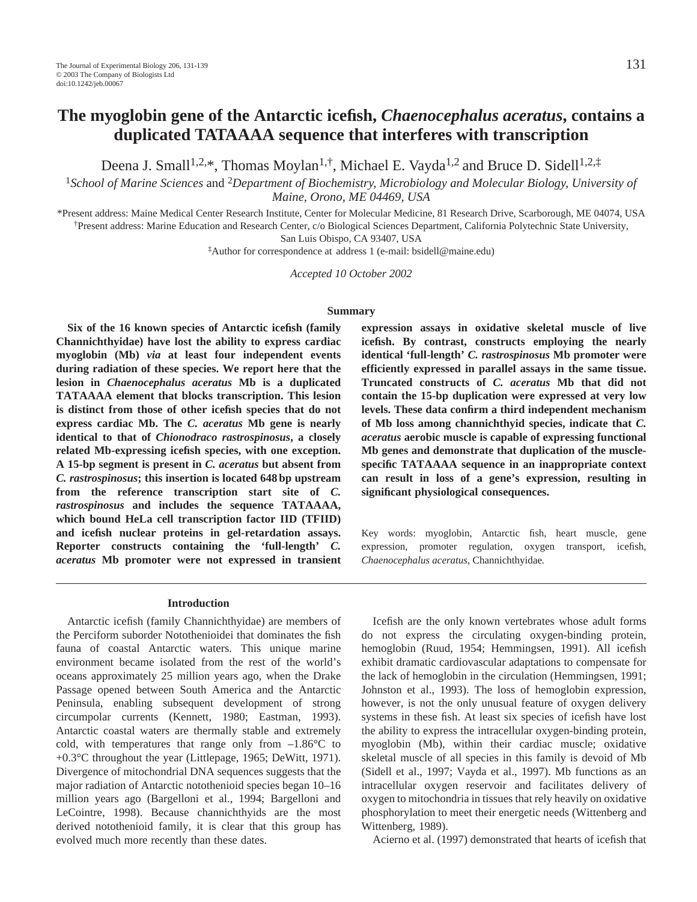# The myoglobin gene of the Antarctic icefish, *Chaenocephalus aceratus*, contains a duplicated TATAAAA sequence that interferes with transcription

Deena J. Small[1,2,*], Thomas Moylan[1,†], Michael E. Vayda[1,2] and Bruce D. Sidell[1,2,‡]

[1]*School of Marine Sciences* and [2]*Department of Biochemistry, Microbiology and Molecular Biology, University of Maine, Orono, ME 04469, USA*

*Present address: Maine Medical Center Research Institute, Center for Molecular Medicine, 81 Research Drive, Scarborough, ME 04074, USA

†Present address: Marine Education and Research Center, c/o Biological Sciences Department, California Polytechnic State University, San Luis Obispo, CA 93407, USA

‡Author for correspondence at address 1 (e-mail: bsidell@maine.edu)

*Accepted 10 October 2002*

## Summary

**Six of the 16 known species of Antarctic icefish (family Channichthyidae) have lost the ability to express cardiac myoglobin (Mb) *via* at least four independent events during radiation of these species. We report here that the lesion in *Chaenocephalus aceratus* Mb is a duplicated TATAAAA element that blocks transcription. This lesion is distinct from those of other icefish species that do not express cardiac Mb. The *C. aceratus* Mb gene is nearly identical to that of *Chionodraco rastrospinosus*, a closely related Mb-expressing icefish species, with one exception. A 15-bp segment is present in *C. aceratus* but absent from *C. rastrospinosus*; this insertion is located 648 bp upstream from the reference transcription start site of *C. rastrospinosus* and includes the sequence TATAAAA, which bound HeLa cell transcription factor IID (TFIID) and icefish nuclear proteins in gel-retardation assays. Reporter constructs containing the 'full-length' *C. aceratus* Mb promoter were not expressed in transient expression assays in oxidative skeletal muscle of live icefish. By contrast, constructs employing the nearly identical 'full-length' *C. rastrospinosus* Mb promoter were efficiently expressed in parallel assays in the same tissue. Truncated constructs of *C. aceratus* Mb that did not contain the 15-bp duplication were expressed at very low levels. These data confirm a third independent mechanism of Mb loss among channichthyid species, indicate that *C. aceratus* aerobic muscle is capable of expressing functional Mb genes and demonstrate that duplication of the muscle-specific TATAAAA sequence in an inappropriate context can result in loss of a gene's expression, resulting in significant physiological consequences.**

Key words: myoglobin, Antarctic fish, heart muscle, gene expression, promoter regulation, oxygen transport, icefish, *Chaenocephalus aceratus*, Channichthyidae.

## Introduction

Antarctic icefish (family Channichthyidae) are members of the Perciform suborder Notothenioidei that dominates the fish fauna of coastal Antarctic waters. This unique marine environment became isolated from the rest of the world's oceans approximately 25 million years ago, when the Drake Passage opened between South America and the Antarctic Peninsula, enabling subsequent development of strong circumpolar currents (Kennett, 1980; Eastman, 1993). Antarctic coastal waters are thermally stable and extremely cold, with temperatures that range only from –1.86°C to +0.3°C throughout the year (Littlepage, 1965; DeWitt, 1971). Divergence of mitochondrial DNA sequences suggests that the major radiation of Antarctic notothenioid species began 10–16 million years ago (Bargelloni et al., 1994; Bargelloni and LeCointre, 1998). Because channichthyids are the most derived notothenioid family, it is clear that this group has evolved much more recently than these dates.

Icefish are the only known vertebrates whose adult forms do not express the circulating oxygen-binding protein, hemoglobin (Ruud, 1954; Hemmingsen, 1991). All icefish exhibit dramatic cardiovascular adaptations to compensate for the lack of hemoglobin in the circulation (Hemmingsen, 1991; Johnston et al., 1993). The loss of hemoglobin expression, however, is not the only unusual feature of oxygen delivery systems in these fish. At least six species of icefish have lost the ability to express the intracellular oxygen-binding protein, myoglobin (Mb), within their cardiac muscle; oxidative skeletal muscle of all species in this family is devoid of Mb (Sidell et al., 1997; Vayda et al., 1997). Mb functions as an intracellular oxygen reservoir and facilitates delivery of oxygen to mitochondria in tissues that rely heavily on oxidative phosphorylation to meet their energetic needs (Wittenberg and Wittenberg, 1989).

Acierno et al. (1997) demonstrated that hearts of icefish that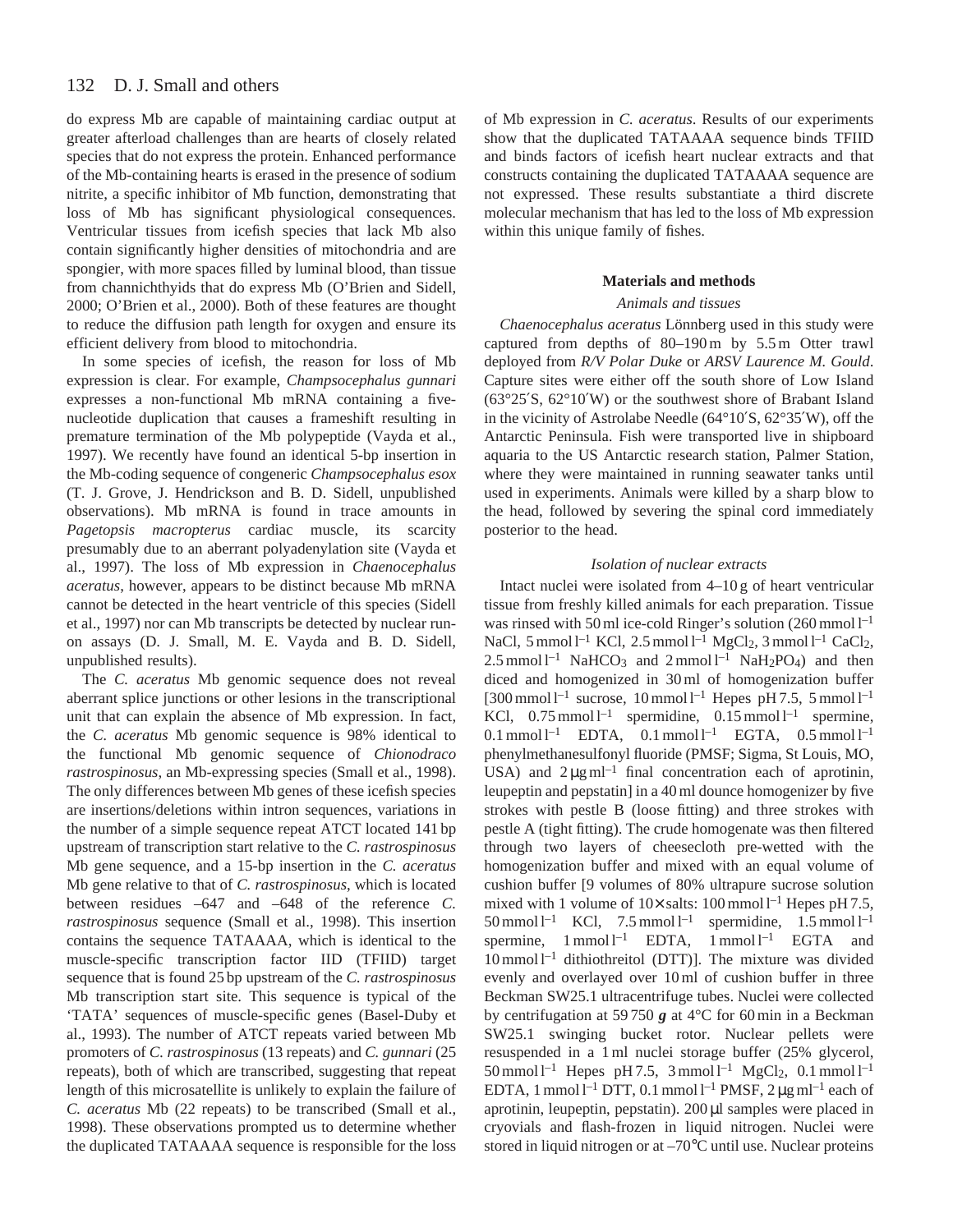do express Mb are capable of maintaining cardiac output at greater afterload challenges than are hearts of closely related species that do not express the protein. Enhanced performance of the Mb-containing hearts is erased in the presence of sodium nitrite, a specific inhibitor of Mb function, demonstrating that loss of Mb has significant physiological consequences. Ventricular tissues from icefish species that lack Mb also contain significantly higher densities of mitochondria and are spongier, with more spaces filled by luminal blood, than tissue from channichthyids that do express Mb (O'Brien and Sidell, 2000; O'Brien et al., 2000). Both of these features are thought to reduce the diffusion path length for oxygen and ensure its efficient delivery from blood to mitochondria.

In some species of icefish, the reason for loss of Mb expression is clear. For example, *Champsocephalus gunnari* expresses a non-functional Mb mRNA containing a five-nucleotide duplication that causes a frameshift resulting in premature termination of the Mb polypeptide (Vayda et al., 1997). We recently have found an identical 5-bp insertion in the Mb-coding sequence of congeneric *Champsocephalus esox* (T. J. Grove, J. Hendrickson and B. D. Sidell, unpublished observations). Mb mRNA is found in trace amounts in *Pagetopsis macropterus* cardiac muscle, its scarcity presumably due to an aberrant polyadenylation site (Vayda et al., 1997). The loss of Mb expression in *Chaenocephalus aceratus*, however, appears to be distinct because Mb mRNA cannot be detected in the heart ventricle of this species (Sidell et al., 1997) nor can Mb transcripts be detected by nuclear run-on assays (D. J. Small, M. E. Vayda and B. D. Sidell, unpublished results).

The *C. aceratus* Mb genomic sequence does not reveal aberrant splice junctions or other lesions in the transcriptional unit that can explain the absence of Mb expression. In fact, the *C. aceratus* Mb genomic sequence is 98% identical to the functional Mb genomic sequence of *Chionodraco rastrospinosus*, an Mb-expressing species (Small et al., 1998). The only differences between Mb genes of these icefish species are insertions/deletions within intron sequences, variations in the number of a simple sequence repeat ATCT located 141 bp upstream of transcription start relative to the *C. rastrospinosus* Mb gene sequence, and a 15-bp insertion in the *C. aceratus* Mb gene relative to that of *C. rastrospinosus*, which is located between residues –647 and –648 of the reference *C. rastrospinosus* sequence (Small et al., 1998). This insertion contains the sequence TATAAAA, which is identical to the muscle-specific transcription factor IID (TFIID) target sequence that is found 25 bp upstream of the *C. rastrospinosus* Mb transcription start site. This sequence is typical of the 'TATA' sequences of muscle-specific genes (Basel-Duby et al., 1993). The number of ATCT repeats varied between Mb promoters of *C. rastrospinosus* (13 repeats) and *C. gunnari* (25 repeats), both of which are transcribed, suggesting that repeat length of this microsatellite is unlikely to explain the failure of *C. aceratus* Mb (22 repeats) to be transcribed (Small et al., 1998). These observations prompted us to determine whether the duplicated TATAAAA sequence is responsible for the loss of Mb expression in *C. aceratus*. Results of our experiments show that the duplicated TATAAAA sequence binds TFIID and binds factors of icefish heart nuclear extracts and that constructs containing the duplicated TATAAAA sequence are not expressed. These results substantiate a third discrete molecular mechanism that has led to the loss of Mb expression within this unique family of fishes.

## Materials and methods

### *Animals and tissues*

*Chaenocephalus aceratus* Lönnberg used in this study were captured from depths of 80–190 m by 5.5 m Otter trawl deployed from *R/V Polar Duke* or *ARSV Laurence M. Gould*. Capture sites were either off the south shore of Low Island (63°25′S, 62°10′W) or the southwest shore of Brabant Island in the vicinity of Astrolabe Needle (64°10′S, 62°35′W), off the Antarctic Peninsula. Fish were transported live in shipboard aquaria to the US Antarctic research station, Palmer Station, where they were maintained in running seawater tanks until used in experiments. Animals were killed by a sharp blow to the head, followed by severing the spinal cord immediately posterior to the head.

### *Isolation of nuclear extracts*

Intact nuclei were isolated from 4–10 g of heart ventricular tissue from freshly killed animals for each preparation. Tissue was rinsed with 50 ml ice-cold Ringer's solution (260 mmol $l^{-1}$ NaCl, 5 mmol $l^{-1}$ KCl, 2.5 mmol $l^{-1}$ $MgCl_2$, 3 mmol $l^{-1}$ $CaCl_2$, 2.5 mmol $l^{-1}$ $NaHCO_3$ and 2 mmol $l^{-1}$ $NaH_2PO_4$) and then diced and homogenized in 30 ml of homogenization buffer [300 mmol $l^{-1}$ sucrose, 10 mmol $l^{-1}$ Hepes pH 7.5, 5 mmol $l^{-1}$ KCl, 0.75 mmol $l^{-1}$ spermidine, 0.15 mmol $l^{-1}$ spermine, 0.1 mmol $l^{-1}$ EDTA, 0.1 mmol $l^{-1}$ EGTA, 0.5 mmol $l^{-1}$ phenylmethanesulfonyl fluoride (PMSF; Sigma, St Louis, MO, USA) and 2 μg $ml^{-1}$ final concentration each of aprotinin, leupeptin and pepstatin] in a 40 ml dounce homogenizer by five strokes with pestle B (loose fitting) and three strokes with pestle A (tight fitting). The crude homogenate was then filtered through two layers of cheesecloth pre-wetted with the homogenization buffer and mixed with an equal volume of cushion buffer [9 volumes of 80% ultrapure sucrose solution mixed with 1 volume of 10× salts: 100 mmol $l^{-1}$ Hepes pH 7.5, 50 mmol $l^{-1}$ KCl, 7.5 mmol $l^{-1}$ spermidine, 1.5 mmol $l^{-1}$ spermine, 1 mmol $l^{-1}$ EDTA, 1 mmol $l^{-1}$ EGTA and 10 mmol $l^{-1}$ dithiothreitol (DTT)]. The mixture was divided evenly and overlayed over 10 ml of cushion buffer in three Beckman SW25.1 ultracentrifuge tubes. Nuclei were collected by centrifugation at 59 750 ***g*** at 4°C for 60 min in a Beckman SW25.1 swinging bucket rotor. Nuclear pellets were resuspended in a 1 ml nuclei storage buffer (25% glycerol, 50 mmol $l^{-1}$ Hepes pH 7.5, 3 mmol $l^{-1}$ $MgCl_2$, 0.1 mmol $l^{-1}$ EDTA, 1 mmol $l^{-1}$ DTT, 0.1 mmol $l^{-1}$ PMSF, 2 μg $ml^{-1}$ each of aprotinin, leupeptin, pepstatin). 200 μl samples were placed in cryovials and flash-frozen in liquid nitrogen. Nuclei were stored in liquid nitrogen or at –70°C until use. Nuclear proteins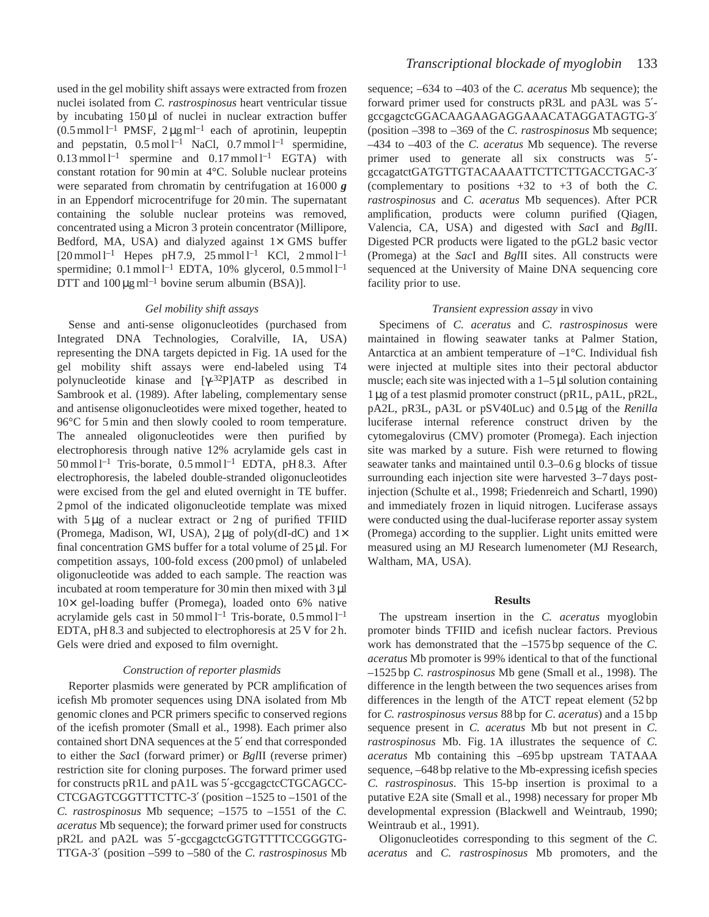used in the gel mobility shift assays were extracted from frozen nuclei isolated from *C. rastrospinosus* heart ventricular tissue by incubating 150 μl of nuclei in nuclear extraction buffer (0.5 mmol $l^{-1}$ PMSF, 2 μg $ml^{-1}$ each of aprotinin, leupeptin and pepstatin, 0.5 mol $l^{-1}$ NaCl, 0.7 mmol $l^{-1}$ spermidine, 0.13 mmol $l^{-1}$ spermine and 0.17 mmol $l^{-1}$ EGTA) with constant rotation for 90 min at 4°C. Soluble nuclear proteins were separated from chromatin by centrifugation at 16 000 ***g*** in an Eppendorf microcentrifuge for 20 min. The supernatant containing the soluble nuclear proteins was removed, concentrated using a Micron 3 protein concentrator (Millipore, Bedford, MA, USA) and dialyzed against 1× GMS buffer [20 mmol $l^{-1}$ Hepes pH 7.9, 25 mmol $l^{-1}$ KCl, 2 mmol $l^{-1}$ spermidine; 0.1 mmol $l^{-1}$ EDTA, 10% glycerol, 0.5 mmol $l^{-1}$ DTT and 100 μg $ml^{-1}$ bovine serum albumin (BSA)].

### *Gel mobility shift assays*

Sense and anti-sense oligonucleotides (purchased from Integrated DNA Technologies, Coralville, IA, USA) representing the DNA targets depicted in Fig. 1A used for the gel mobility shift assays were end-labeled using T4 polynucleotide kinase and [$\gamma$-$^{32}$P]ATP as described in Sambrook et al. (1989). After labeling, complementary sense and antisense oligonucleotides were mixed together, heated to 96°C for 5 min and then slowly cooled to room temperature. The annealed oligonucleotides were then purified by electrophoresis through native 12% acrylamide gels cast in 50 mmol $l^{-1}$ Tris-borate, 0.5 mmol $l^{-1}$ EDTA, pH 8.3. After electrophoresis, the labeled double-stranded oligonucleotides were excised from the gel and eluted overnight in TE buffer. 2 pmol of the indicated oligonucleotide template was mixed with 5 μg of a nuclear extract or 2 ng of purified TFIID (Promega, Madison, WI, USA), 2 μg of poly(dI-dC) and 1× final concentration GMS buffer for a total volume of 25 μl. For competition assays, 100-fold excess (200 pmol) of unlabeled oligonucleotide was added to each sample. The reaction was incubated at room temperature for 30 min then mixed with 3 μl 10× gel-loading buffer (Promega), loaded onto 6% native acrylamide gels cast in 50 mmol $l^{-1}$ Tris-borate, 0.5 mmol $l^{-1}$ EDTA, pH 8.3 and subjected to electrophoresis at 25 V for 2 h. Gels were dried and exposed to film overnight.

### *Construction of reporter plasmids*

Reporter plasmids were generated by PCR amplification of icefish Mb promoter sequences using DNA isolated from Mb genomic clones and PCR primers specific to conserved regions of the icefish promoter (Small et al., 1998). Each primer also contained short DNA sequences at the 5′ end that corresponded to either the *Sac*I (forward primer) or *Bgl*II (reverse primer) restriction site for cloning purposes. The forward primer used for constructs pR1L and pA1L was 5′-gccgagctcCTGCAGCC-CTCGAGTCGGTTTCTTC-3′ (position –1525 to –1501 of the *C. rastrospinosus* Mb sequence; –1575 to –1551 of the *C. aceratus* Mb sequence); the forward primer used for constructs pR2L and pA2L was 5′-gccgagctcGGTGTTTTCCGGGTG-TTGA-3′ (position –599 to –580 of the *C. rastrospinosus* Mb sequence; –634 to –403 of the *C. aceratus* Mb sequence); the forward primer used for constructs pR3L and pA3L was 5′-gccgagctcGGACAAGAAGAGGAAACATAGGATAGTG-3′ (position –398 to –369 of the *C. rastrospinosus* Mb sequence; –434 to –403 of the *C. aceratus* Mb sequence). The reverse primer used to generate all six constructs was 5′-gccagatctGATGTTGTACAAAATTCTTCTTGACCTGAC-3′ (complementary to positions +32 to +3 of both the *C. rastrospinosus* and *C. aceratus* Mb sequences). After PCR amplification, products were column purified (Qiagen, Valencia, CA, USA) and digested with *Sac*I and *Bgl*II. Digested PCR products were ligated to the pGL2 basic vector (Promega) at the *Sac*I and *Bgl*II sites. All constructs were sequenced at the University of Maine DNA sequencing core facility prior to use.

### *Transient expression assay* in vivo

Specimens of *C. aceratus* and *C. rastrospinosus* were maintained in flowing seawater tanks at Palmer Station, Antarctica at an ambient temperature of –1°C. Individual fish were injected at multiple sites into their pectoral abductor muscle; each site was injected with a 1–5 μl solution containing 1 μg of a test plasmid promoter construct (pR1L, pA1L, pR2L, pA2L, pR3L, pA3L or pSV40Luc) and 0.5 μg of the *Renilla* luciferase internal reference construct driven by the cytomegalovirus (CMV) promoter (Promega). Each injection site was marked by a suture. Fish were returned to flowing seawater tanks and maintained until 0.3–0.6 g blocks of tissue surrounding each injection site were harvested 3–7 days post-injection (Schulte et al., 1998; Friedenreich and Schartl, 1990) and immediately frozen in liquid nitrogen. Luciferase assays were conducted using the dual-luciferase reporter assay system (Promega) according to the supplier. Light units emitted were measured using an MJ Research lumenometer (MJ Research, Waltham, MA, USA).

## Results

The upstream insertion in the *C. aceratus* myoglobin promoter binds TFIID and icefish nuclear factors. Previous work has demonstrated that the –1575 bp sequence of the *C. aceratus* Mb promoter is 99% identical to that of the functional –1525 bp *C. rastrospinosus* Mb gene (Small et al., 1998). The difference in the length between the two sequences arises from differences in the length of the ATCT repeat element (52 bp for *C. rastrospinosus versus* 88 bp for *C. aceratus*) and a 15 bp sequence present in *C. aceratus* Mb but not present in *C. rastrospinosus* Mb. Fig. 1A illustrates the sequence of *C. aceratus* Mb containing this –695 bp upstream TATAAA sequence, –648 bp relative to the Mb-expressing icefish species *C. rastrospinosus*. This 15-bp insertion is proximal to a putative E2A site (Small et al., 1998) necessary for proper Mb developmental expression (Blackwell and Weintraub, 1990; Weintraub et al., 1991).

Oligonucleotides corresponding to this segment of the *C. aceratus* and *C. rastrospinosus* Mb promoters, and the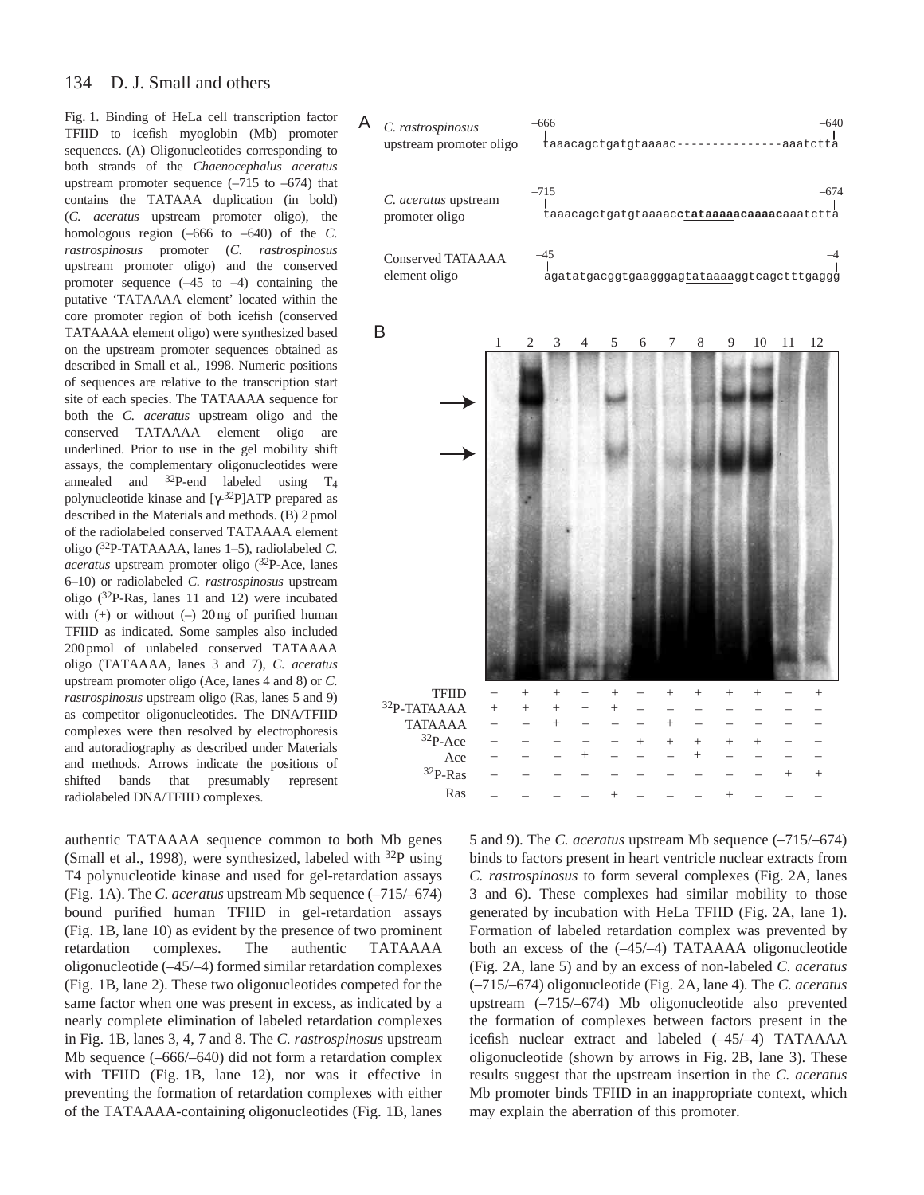Fig. 1. Binding of HeLa cell transcription factor TFIID to icefish myoglobin (Mb) promoter sequences. (A) Oligonucleotides corresponding to both strands of the *Chaenocephalus aceratus* upstream promoter sequence (–715 to –674) that contains the TATAAA duplication (in bold) (*C. aceratus* upstream promoter oligo), the homologous region (–666 to –640) of the *C. rastrospinosus* promoter (*C. rastrospinosus* upstream promoter oligo) and the conserved promoter sequence (–45 to –4) containing the putative 'TATAAAA element' located within the core promoter region of both icefish (conserved TATAAAA element oligo) were synthesized based on the upstream promoter sequences obtained as described in Small et al., 1998. Numeric positions of sequences are relative to the transcription start site of each species. The TATAAAA sequence for both the *C. aceratus* upstream oligo and the conserved TATAAAA element oligo are underlined. Prior to use in the gel mobility shift assays, the complementary oligonucleotides were annealed and $^{32}$P-end labeled using $T_4$ polynucleotide kinase and [$\gamma$-$^{32}$P]ATP prepared as described in the Materials and methods. (B) 2 pmol of the radiolabeled conserved TATAAAA element oligo ($^{32}$P-TATAAAA, lanes 1–5), radiolabeled *C. aceratus* upstream promoter oligo ($^{32}$P-Ace, lanes 6–10) or radiolabeled *C. rastrospinosus* upstream oligo ($^{32}$P-Ras, lanes 11 and 12) were incubated with (+) or without (–) 20 ng of purified human TFIID as indicated. Some samples also included 200 pmol of unlabeled conserved TATAAAA oligo (TATAAAA, lanes 3 and 7), *C. aceratus* upstream promoter oligo (Ace, lanes 4 and 8) or *C. rastrospinosus* upstream oligo (Ras, lanes 5 and 9) as competitor oligonucleotides. The DNA/TFIID complexes were then resolved by electrophoresis and autoradiography as described under Materials and methods. Arrows indicate the positions of shifted bands that presumably represent radiolabeled DNA/TFIID complexes.

A

*C. rastrospinosus* upstream promoter oligo
–666 ... –640
`taaacagctgatgtaaaac---------------aaatctta`

*C. aceratus* upstream promoter oligo
–715 ... –674
`taaacagctgatgtaaaac`**tataaaaacaaaac**`aaatctta`

Conserved TATAAAA element oligo
–45 ... –4
`agatatgacggtgaagggagtataaaaggtcagctttgaggg`

B

| | 1 | 2 | 3 | 4 | 5 | 6 | 7 | 8 | 9 | 10 | 11 | 12 |
|---|---|---|---|---|---|---|---|---|---|---|---|---|
| TFIID | – | + | + | + | + | – | + | + | + | + | – | + |
| $^{32}$P-TATAAAA | + | + | + | + | + | – | – | – | – | – | – | – |
| TATAAAA | – | – | + | – | – | – | + | – | – | – | – | – |
| $^{32}$P-Ace | – | – | – | – | – | + | + | + | + | + | – | – |
| Ace | – | – | – | + | – | – | – | + | – | – | – | – |
| $^{32}$P-Ras | – | – | – | – | – | – | – | – | – | – | + | + |
| Ras | – | – | – | – | + | – | – | – | + | – | – | – |

authentic TATAAAA sequence common to both Mb genes (Small et al., 1998), were synthesized, labeled with $^{32}$P using T4 polynucleotide kinase and used for gel-retardation assays (Fig. 1A). The *C. aceratus* upstream Mb sequence (–715/–674) bound purified human TFIID in gel-retardation assays (Fig. 1B, lane 10) as evident by the presence of two prominent retardation complexes. The authentic TATAAAA oligonucleotide (–45/–4) formed similar retardation complexes (Fig. 1B, lane 2). These two oligonucleotides competed for the same factor when one was present in excess, as indicated by a nearly complete elimination of labeled retardation complexes in Fig. 1B, lanes 3, 4, 7 and 8. The *C. rastrospinosus* upstream Mb sequence (–666/–640) did not form a retardation complex with TFIID (Fig. 1B, lane 12), nor was it effective in preventing the formation of retardation complexes with either of the TATAAAA-containing oligonucleotides (Fig. 1B, lanes 5 and 9). The *C. aceratus* upstream Mb sequence (–715/–674) binds to factors present in heart ventricle nuclear extracts from *C. rastrospinosus* to form several complexes (Fig. 2A, lanes 3 and 6). These complexes had similar mobility to those generated by incubation with HeLa TFIID (Fig. 2A, lane 1). Formation of labeled retardation complex was prevented by both an excess of the (–45/–4) TATAAAA oligonucleotide (Fig. 2A, lane 5) and by an excess of non-labeled *C. aceratus* (–715/–674) oligonucleotide (Fig. 2A, lane 4). The *C. aceratus* upstream (–715/–674) Mb oligonucleotide also prevented the formation of complexes between factors present in the icefish nuclear extract and labeled (–45/–4) TATAAAA oligonucleotide (shown by arrows in Fig. 2B, lane 3). These results suggest that the upstream insertion in the *C. aceratus* Mb promoter binds TFIID in an inappropriate context, which may explain the aberration of this promoter.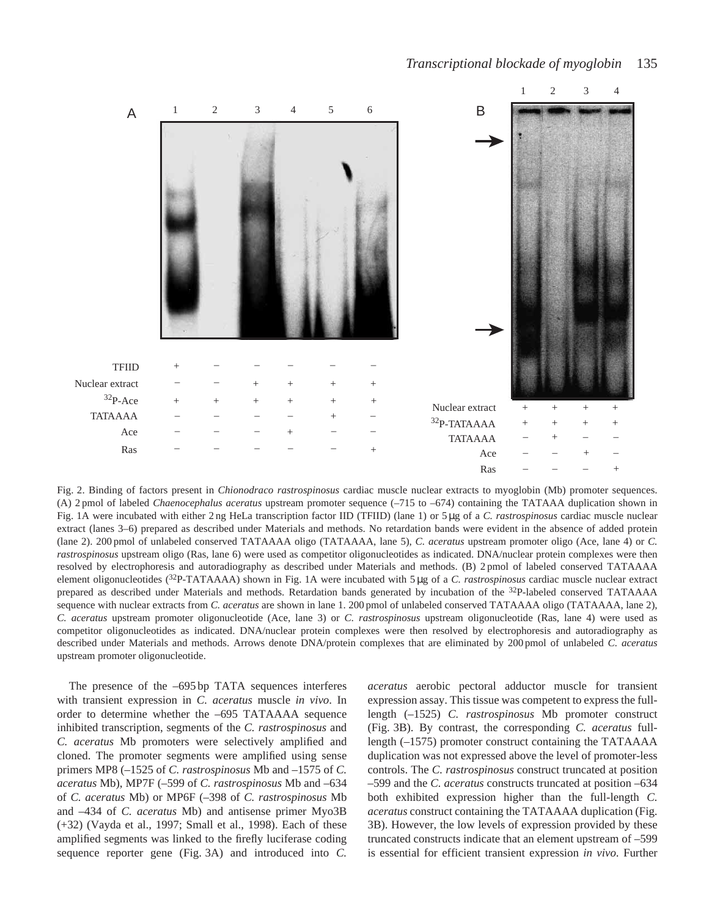| | 1 | 2 | 3 | 4 | 5 | 6 |
|---|---|---|---|---|---|---|
| TFIID | + | − | − | − | − | − |
| Nuclear extract | − | − | + | + | + | + |
| $^{32}$P-Ace | + | + | + | + | + | + |
| TATAAAA | − | − | − | − | + | − |
| Ace | − | − | − | + | − | − |
| Ras | − | − | − | − | − | + |

| | 1 | 2 | 3 | 4 |
|---|---|---|---|---|
| Nuclear extract | + | + | + | + |
| $^{32}$P-TATAAAA | + | + | + | + |
| TATAAAA | − | + | − | − |
| Ace | − | − | + | − |
| Ras | − | − | − | + |

Fig. 2. Binding of factors present in *Chionodraco rastrospinosus* cardiac muscle nuclear extracts to myoglobin (Mb) promoter sequences. (A) 2 pmol of labeled *Chaenocephalus aceratus* upstream promoter sequence (–715 to –674) containing the TATAAA duplication shown in Fig. 1A were incubated with either 2 ng HeLa transcription factor IID (TFIID) (lane 1) or 5 μg of a *C. rastrospinosus* cardiac muscle nuclear extract (lanes 3–6) prepared as described under Materials and methods. No retardation bands were evident in the absence of added protein (lane 2). 200 pmol of unlabeled conserved TATAAAA oligo (TATAAAA, lane 5), *C. aceratus* upstream promoter oligo (Ace, lane 4) or *C. rastrospinosus* upstream oligo (Ras, lane 6) were used as competitor oligonucleotides as indicated. DNA/nuclear protein complexes were then resolved by electrophoresis and autoradiography as described under Materials and methods. (B) 2 pmol of labeled conserved TATAAAA element oligonucleotides ($^{32}$P-TATAAAA) shown in Fig. 1A were incubated with 5 μg of a *C. rastrospinosus* cardiac muscle nuclear extract prepared as described under Materials and methods. Retardation bands generated by incubation of the $^{32}$P-labeled conserved TATAAAA sequence with nuclear extracts from *C. aceratus* are shown in lane 1. 200 pmol of unlabeled conserved TATAAAA oligo (TATAAAA, lane 2), *C. aceratus* upstream promoter oligonucleotide (Ace, lane 3) or *C. rastrospinosus* upstream oligonucleotide (Ras, lane 4) were used as competitor oligonucleotides as indicated. DNA/nuclear protein complexes were then resolved by electrophoresis and autoradiography as described under Materials and methods. Arrows denote DNA/protein complexes that are eliminated by 200 pmol of unlabeled *C. aceratus* upstream promoter oligonucleotide.

The presence of the –695 bp TATA sequences interferes with transient expression in *C. aceratus* muscle *in vivo*. In order to determine whether the –695 TATAAAA sequence inhibited transcription, segments of the *C. rastrospinosus* and *C. aceratus* Mb promoters were selectively amplified and cloned. The promoter segments were amplified using sense primers MP8 (–1525 of *C. rastrospinosus* Mb and –1575 of *C. aceratus* Mb), MP7F (–599 of *C. rastrospinosus* Mb and –634 of *C. aceratus* Mb) or MP6F (–398 of *C. rastrospinosus* Mb and –434 of *C. aceratus* Mb) and antisense primer Myo3B (+32) (Vayda et al., 1997; Small et al., 1998). Each of these amplified segments was linked to the firefly luciferase coding sequence reporter gene (Fig. 3A) and introduced into *C. aceratus* aerobic pectoral adductor muscle for transient expression assay. This tissue was competent to express the full-length (–1525) *C. rastrospinosus* Mb promoter construct (Fig. 3B). By contrast, the corresponding *C. aceratus* full-length (–1575) promoter construct containing the TATAAAA duplication was not expressed above the level of promoter-less controls. The *C. rastrospinosus* construct truncated at position –599 and the *C. aceratus* constructs truncated at position –634 both exhibited expression higher than the full-length *C. aceratus* construct containing the TATAAAA duplication (Fig. 3B). However, the low levels of expression provided by these truncated constructs indicate that an element upstream of –599 is essential for efficient transient expression *in vivo*. Further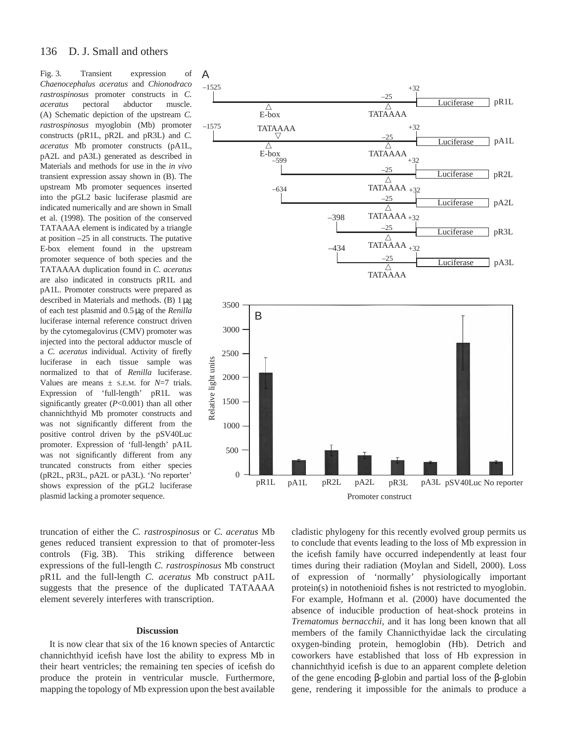Fig. 3. Transient expression of *Chaenocephalus aceratus* and *Chionodraco rastrospinosus* promoter constructs in *C. aceratus* pectoral abductor muscle. (A) Schematic depiction of the upstream *C. rastrospinosus* myoglobin (Mb) promoter constructs (pR1L, pR2L and pR3L) and *C. aceratus* Mb promoter constructs (pA1L, pA2L and pA3L) generated as described in Materials and methods for use in the *in vivo* transient expression assay shown in (B). The upstream Mb promoter sequences inserted into the pGL2 basic luciferase plasmid are indicated numerically and are shown in Small et al. (1998). The position of the conserved TATAAAA element is indicated by a triangle at position –25 in all constructs. The putative E-box element found in the upstream promoter sequence of both species and the TATAAAA duplication found in *C. aceratus* are also indicated in constructs pR1L and pA1L. Promoter constructs were prepared as described in Materials and methods. (B) 1 μg of each test plasmid and 0.5 μg of the *Renilla* luciferase internal reference construct driven by the cytomegalovirus (CMV) promoter was injected into the pectoral adductor muscle of a *C. aceratus* individual. Activity of firefly luciferase in each tissue sample was normalized to that of *Renilla* luciferase. Values are means ± S.E.M. for $N$=7 trials. Expression of 'full-length' pR1L was significantly greater ($P$<0.001) than all other channichthyid Mb promoter constructs and was not significantly different from the positive control driven by the pSV40Luc promoter. Expression of 'full-length' pA1L was not significantly different from any truncated constructs from either species (pR2L, pR3L, pA2L or pA3L). 'No reporter' shows expression of the pGL2 luciferase plasmid lacking a promoter sequence.

truncation of either the *C. rastrospinosus* or *C. aceratus* Mb genes reduced transient expression to that of promoter-less controls (Fig. 3B). This striking difference between expressions of the full-length *C. rastrospinosus* Mb construct pR1L and the full-length *C. aceratus* Mb construct pA1L suggests that the presence of the duplicated TATAAAA element severely interferes with transcription.

## Discussion

It is now clear that six of the 16 known species of Antarctic channichthyid icefish have lost the ability to express Mb in their heart ventricles; the remaining ten species of icefish do produce the protein in ventricular muscle. Furthermore, mapping the topology of Mb expression upon the best available cladistic phylogeny for this recently evolved group permits us to conclude that events leading to the loss of Mb expression in the icefish family have occurred independently at least four times during their radiation (Moylan and Sidell, 2000). Loss of expression of 'normally' physiologically important protein(s) in notothenioid fishes is not restricted to myoglobin. For example, Hofmann et al. (2000) have documented the absence of inducible production of heat-shock proteins in *Trematomus bernacchii*, and it has long been known that all members of the family Channicthyidae lack the circulating oxygen-binding protein, hemoglobin (Hb). Detrich and coworkers have established that loss of Hb expression in channichthyid icefish is due to an apparent complete deletion of the gene encoding β-globin and partial loss of the β-globin gene, rendering it impossible for the animals to produce a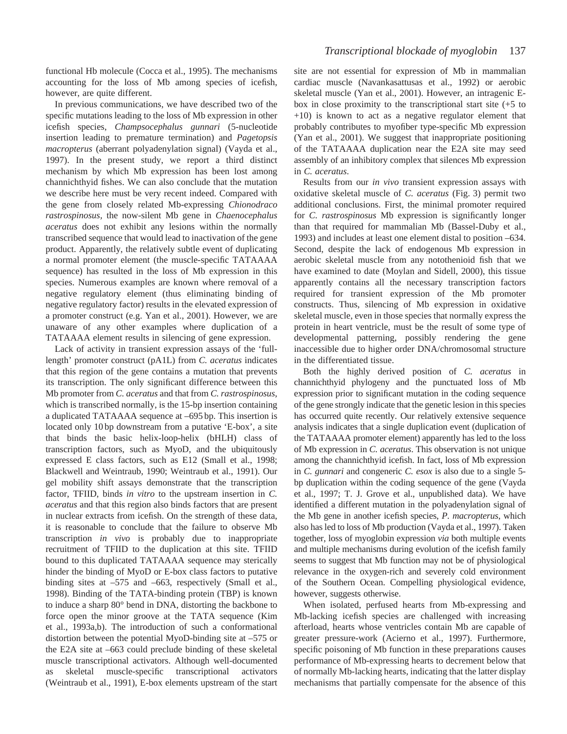functional Hb molecule (Cocca et al., 1995). The mechanisms accounting for the loss of Mb among species of icefish, however, are quite different.

In previous communications, we have described two of the specific mutations leading to the loss of Mb expression in other icefish species, *Champsocephalus gunnari* (5-nucleotide insertion leading to premature termination) and *Pagetopsis macropterus* (aberrant polyadenylation signal) (Vayda et al., 1997). In the present study, we report a third distinct mechanism by which Mb expression has been lost among channichthyid fishes. We can also conclude that the mutation we describe here must be very recent indeed. Compared with the gene from closely related Mb-expressing *Chionodraco rastrospinosus*, the now-silent Mb gene in *Chaenocephalus aceratus* does not exhibit any lesions within the normally transcribed sequence that would lead to inactivation of the gene product. Apparently, the relatively subtle event of duplicating a normal promoter element (the muscle-specific TATAAAA sequence) has resulted in the loss of Mb expression in this species. Numerous examples are known where removal of a negative regulatory element (thus eliminating binding of negative regulatory factor) results in the elevated expression of a promoter construct (e.g. Yan et al., 2001). However, we are unaware of any other examples where duplication of a TATAAAA element results in silencing of gene expression.

Lack of activity in transient expression assays of the 'full-length' promoter construct (pA1L) from *C. aceratus* indicates that this region of the gene contains a mutation that prevents its transcription. The only significant difference between this Mb promoter from *C. aceratus* and that from *C. rastrospinosus*, which is transcribed normally, is the 15-bp insertion containing a duplicated TATAAAA sequence at –695 bp. This insertion is located only 10 bp downstream from a putative 'E-box', a site that binds the basic helix-loop-helix (bHLH) class of transcription factors, such as MyoD, and the ubiquitously expressed E class factors, such as E12 (Small et al., 1998; Blackwell and Weintraub, 1990; Weintraub et al., 1991). Our gel mobility shift assays demonstrate that the transcription factor, TFIID, binds *in vitro* to the upstream insertion in *C. aceratus* and that this region also binds factors that are present in nuclear extracts from icefish. On the strength of these data, it is reasonable to conclude that the failure to observe Mb transcription *in vivo* is probably due to inappropriate recruitment of TFIID to the duplication at this site. TFIID bound to this duplicated TATAAAA sequence may sterically hinder the binding of MyoD or E-box class factors to putative binding sites at –575 and –663, respectively (Small et al., 1998). Binding of the TATA-binding protein (TBP) is known to induce a sharp 80° bend in DNA, distorting the backbone to force open the minor groove at the TATA sequence (Kim et al., 1993a,b). The introduction of such a conformational distortion between the potential MyoD-binding site at –575 or the E2A site at –663 could preclude binding of these skeletal muscle transcriptional activators. Although well-documented as skeletal muscle-specific transcriptional activators (Weintraub et al., 1991), E-box elements upstream of the start site are not essential for expression of Mb in mammalian cardiac muscle (Navankasattusas et al., 1992) or aerobic skeletal muscle (Yan et al., 2001). However, an intragenic E-box in close proximity to the transcriptional start site (+5 to +10) is known to act as a negative regulator element that probably contributes to myofiber type-specific Mb expression (Yan et al., 2001). We suggest that inappropriate positioning of the TATAAAA duplication near the E2A site may seed assembly of an inhibitory complex that silences Mb expression in *C. aceratus*.

Results from our *in vivo* transient expression assays with oxidative skeletal muscle of *C. aceratus* (Fig. 3) permit two additional conclusions. First, the minimal promoter required for *C. rastrospinosus* Mb expression is significantly longer than that required for mammalian Mb (Bassel-Duby et al., 1993) and includes at least one element distal to position –634. Second, despite the lack of endogenous Mb expression in aerobic skeletal muscle from any notothenioid fish that we have examined to date (Moylan and Sidell, 2000), this tissue apparently contains all the necessary transcription factors required for transient expression of the Mb promoter constructs. Thus, silencing of Mb expression in oxidative skeletal muscle, even in those species that normally express the protein in heart ventricle, must be the result of some type of developmental patterning, possibly rendering the gene inaccessible due to higher order DNA/chromosomal structure in the differentiated tissue.

Both the highly derived position of *C. aceratus* in channichthyid phylogeny and the punctuated loss of Mb expression prior to significant mutation in the coding sequence of the gene strongly indicate that the genetic lesion in this species has occurred quite recently. Our relatively extensive sequence analysis indicates that a single duplication event (duplication of the TATAAAA promoter element) apparently has led to the loss of Mb expression in *C. aceratus*. This observation is not unique among the channichthyid icefish. In fact, loss of Mb expression in *C. gunnari* and congeneric *C. esox* is also due to a single 5-bp duplication within the coding sequence of the gene (Vayda et al., 1997; T. J. Grove et al., unpublished data). We have identified a different mutation in the polyadenylation signal of the Mb gene in another icefish species, *P. macropterus*, which also has led to loss of Mb production (Vayda et al., 1997). Taken together, loss of myoglobin expression *via* both multiple events and multiple mechanisms during evolution of the icefish family seems to suggest that Mb function may not be of physiological relevance in the oxygen-rich and severely cold environment of the Southern Ocean. Compelling physiological evidence, however, suggests otherwise.

When isolated, perfused hearts from Mb-expressing and Mb-lacking icefish species are challenged with increasing afterload, hearts whose ventricles contain Mb are capable of greater pressure-work (Acierno et al., 1997). Furthermore, specific poisoning of Mb function in these preparations causes performance of Mb-expressing hearts to decrement below that of normally Mb-lacking hearts, indicating that the latter display mechanisms that partially compensate for the absence of this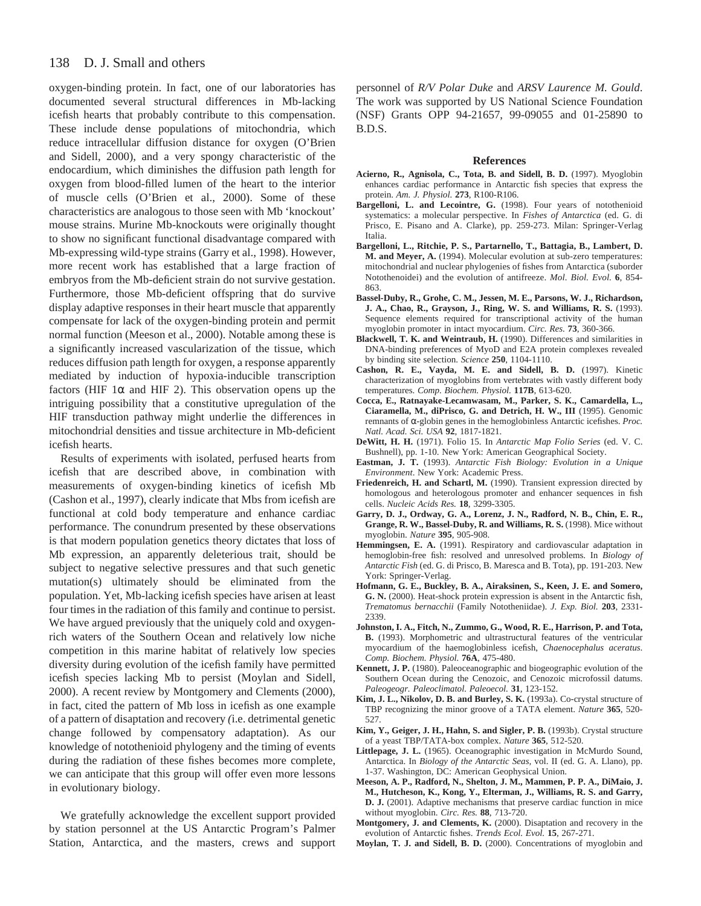oxygen-binding protein. In fact, one of our laboratories has documented several structural differences in Mb-lacking icefish hearts that probably contribute to this compensation. These include dense populations of mitochondria, which reduce intracellular diffusion distance for oxygen (O'Brien and Sidell, 2000), and a very spongy characteristic of the endocardium, which diminishes the diffusion path length for oxygen from blood-filled lumen of the heart to the interior of muscle cells (O'Brien et al., 2000). Some of these characteristics are analogous to those seen with Mb 'knockout' mouse strains. Murine Mb-knockouts were originally thought to show no significant functional disadvantage compared with Mb-expressing wild-type strains (Garry et al., 1998). However, more recent work has established that a large fraction of embryos from the Mb-deficient strain do not survive gestation. Furthermore, those Mb-deficient offspring that do survive display adaptive responses in their heart muscle that apparently compensate for lack of the oxygen-binding protein and permit normal function (Meeson et al., 2000). Notable among these is a significantly increased vascularization of the tissue, which reduces diffusion path length for oxygen, a response apparently mediated by induction of hypoxia-inducible transcription factors (HIF 1α and HIF 2). This observation opens up the intriguing possibility that a constitutive upregulation of the HIF transduction pathway might underlie the differences in mitochondrial densities and tissue architecture in Mb-deficient icefish hearts.

Results of experiments with isolated, perfused hearts from icefish that are described above, in combination with measurements of oxygen-binding kinetics of icefish Mb (Cashon et al., 1997), clearly indicate that Mbs from icefish are functional at cold body temperature and enhance cardiac performance. The conundrum presented by these observations is that modern population genetics theory dictates that loss of Mb expression, an apparently deleterious trait, should be subject to negative selective pressures and that such genetic mutation(s) ultimately should be eliminated from the population. Yet, Mb-lacking icefish species have arisen at least four times in the radiation of this family and continue to persist. We have argued previously that the uniquely cold and oxygen-rich waters of the Southern Ocean and relatively low niche competition in this marine habitat of relatively low species diversity during evolution of the icefish family have permitted icefish species lacking Mb to persist (Moylan and Sidell, 2000). A recent review by Montgomery and Clements (2000), in fact, cited the pattern of Mb loss in icefish as one example of a pattern of disaptation and recovery *(*i.e. detrimental genetic change followed by compensatory adaptation). As our knowledge of notothenioid phylogeny and the timing of events during the radiation of these fishes becomes more complete, we can anticipate that this group will offer even more lessons in evolutionary biology.

We gratefully acknowledge the excellent support provided by station personnel at the US Antarctic Program's Palmer Station, Antarctica, and the masters, crews and support personnel of *R/V Polar Duke* and *ARSV Laurence M. Gould*. The work was supported by US National Science Foundation (NSF) Grants OPP 94-21657, 99-09055 and 01-25890 to B.D.S.

## References

**Acierno, R., Agnisola, C., Tota, B. and Sidell, B. D.** (1997). Myoglobin enhances cardiac performance in Antarctic fish species that express the protein. *Am. J. Physiol.* **273**, R100-R106.

**Bargelloni, L. and Lecointre, G.** (1998). Four years of notothenioid systematics: a molecular perspective. In *Fishes of Antarctica* (ed. G. di Prisco, E. Pisano and A. Clarke), pp. 259-273. Milan: Springer-Verlag Italia.

**Bargelloni, L., Ritchie, P. S., Partarnello, T., Battagia, B., Lambert, D. M. and Meyer, A.** (1994). Molecular evolution at sub-zero temperatures: mitochondrial and nuclear phylogenies of fishes from Antarctica (suborder Notothenoidei) and the evolution of antifreeze. *Mol. Biol. Evol.* **6**, 854-863.

**Bassel-Duby, R., Grohe, C. M., Jessen, M. E., Parsons, W. J., Richardson, J. A., Chao, R., Grayson, J., Ring, W. S. and Williams, R. S.** (1993). Sequence elements required for transcriptional activity of the human myoglobin promoter in intact myocardium. *Circ. Res.* **73**, 360-366.

**Blackwell, T. K. and Weintraub, H.** (1990). Differences and similarities in DNA-binding preferences of MyoD and E2A protein complexes revealed by binding site selection. *Science* **250**, 1104-1110.

**Cashon, R. E., Vayda, M. E. and Sidell, B. D.** (1997). Kinetic characterization of myoglobins from vertebrates with vastly different body temperatures. *Comp. Biochem. Physiol.* **117B**, 613-620.

**Cocca, E., Ratnayake-Lecamwasam, M., Parker, S. K., Camardella, L., Ciaramella, M., diPrisco, G. and Detrich, H. W., III** (1995). Genomic remnants of α-globin genes in the hemoglobinless Antarctic icefishes. *Proc. Natl. Acad. Sci. USA* **92**, 1817-1821.

**DeWitt, H. H.** (1971). Folio 15. In *Antarctic Map Folio Series* (ed. V. C. Bushnell), pp. 1-10. New York: American Geographical Society.

**Eastman, J. T.** (1993). *Antarctic Fish Biology: Evolution in a Unique Environment*. New York: Academic Press.

**Friedenreich, H. and Schartl, M.** (1990). Transient expression directed by homologous and heterologous promoter and enhancer sequences in fish cells. *Nucleic Acids Res.* **18**, 3299-3305.

**Garry, D. J., Ordway, G. A., Lorenz, J. N., Radford, N. B., Chin, E. R., Grange, R. W., Bassel-Duby, R. and Williams, R. S.** (1998). Mice without myoglobin. *Nature* **395**, 905-908.

**Hemmingsen, E. A.** (1991). Respiratory and cardiovascular adaptation in hemoglobin-free fish: resolved and unresolved problems. In *Biology of Antarctic Fish* (ed. G. di Prisco, B. Maresca and B. Tota), pp. 191-203. New York: Springer-Verlag.

**Hofmann, G. E., Buckley, B. A., Airaksinen, S., Keen, J. E. and Somero, G. N.** (2000). Heat-shock protein expression is absent in the Antarctic fish, *Trematomus bernacchii* (Family Nototheniidae). *J. Exp. Biol.* **203**, 2331-2339.

**Johnston, I. A., Fitch, N., Zummo, G., Wood, R. E., Harrison, P. and Tota, B.** (1993). Morphometric and ultrastructural features of the ventricular myocardium of the haemoglobinless icefish, *Chaenocephalus aceratus*. *Comp. Biochem. Physiol.* **76A**, 475-480.

**Kennett, J. P.** (1980). Paleoceanographic and biogeographic evolution of the Southern Ocean during the Cenozoic, and Cenozoic microfossil datums. *Paleogeogr. Paleoclimatol. Paleoecol.* **31**, 123-152.

**Kim, J. L., Nikolov, D. B. and Burley, S. K.** (1993a). Co-crystal structure of TBP recognizing the minor groove of a TATA element. *Nature* **365**, 520-527.

**Kim, Y., Geiger, J. H., Hahn, S. and Sigler, P. B.** (1993b). Crystal structure of a yeast TBP/TATA-box complex. *Nature* **365**, 512-520.

**Littlepage, J. L.** (1965). Oceanographic investigation in McMurdo Sound, Antarctica. In *Biology of the Antarctic Seas*, vol. II (ed. G. A. Llano), pp. 1-37. Washington, DC: American Geophysical Union.

**Meeson, A. P., Radford, N., Shelton, J. M., Mammen, P. P. A., DiMaio, J. M., Hutcheson, K., Kong, Y., Elterman, J., Williams, R. S. and Garry, D. J.** (2001). Adaptive mechanisms that preserve cardiac function in mice without myoglobin. *Circ. Res.* **88**, 713-720.

**Montgomery, J. and Clements, K.** (2000). Disaptation and recovery in the evolution of Antarctic fishes. *Trends Ecol. Evol.* **15**, 267-271.

**Moylan, T. J. and Sidell, B. D.** (2000). Concentrations of myoglobin and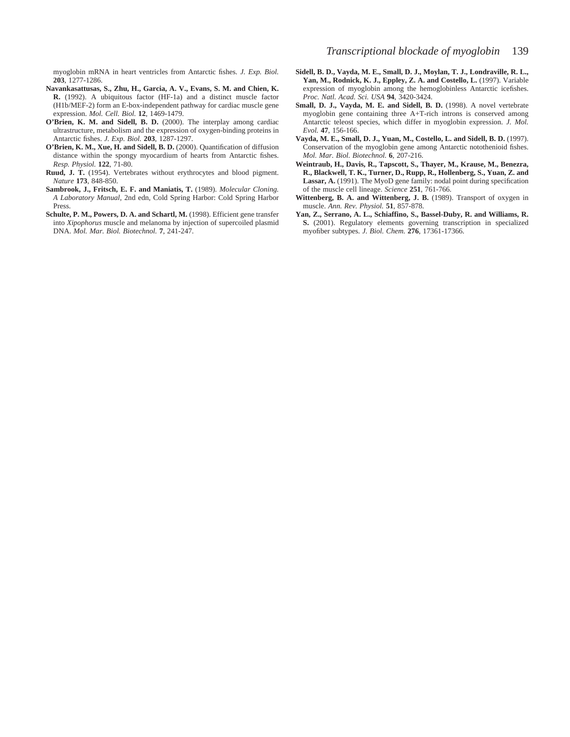myoglobin mRNA in heart ventricles from Antarctic fishes. *J. Exp. Biol.* **203**, 1277-1286.

**Navankasattusas, S., Zhu, H., Garcia, A. V., Evans, S. M. and Chien, K. R.** (1992). A ubiquitous factor (HF-1a) and a distinct muscle factor (H1b/MEF-2) form an E-box-independent pathway for cardiac muscle gene expression. *Mol. Cell. Biol.* **12**, 1469-1479.

**O'Brien, K. M. and Sidell, B. D.** (2000). The interplay among cardiac ultrastructure, metabolism and the expression of oxygen-binding proteins in Antarctic fishes. *J. Exp. Biol.* **203**, 1287-1297.

**O'Brien, K. M., Xue, H. and Sidell, B. D.** (2000). Quantification of diffusion distance within the spongy myocardium of hearts from Antarctic fishes. *Resp. Physiol.* **122**, 71-80.

**Ruud, J. T.** (1954). Vertebrates without erythrocytes and blood pigment. *Nature* **173**, 848-850.

**Sambrook, J., Fritsch, E. F. and Maniatis, T.** (1989). *Molecular Cloning. A Laboratory Manual*, 2nd edn, Cold Spring Harbor: Cold Spring Harbor Press.

**Schulte, P. M., Powers, D. A. and Schartl, M.** (1998). Efficient gene transfer into *Xipophorus* muscle and melanoma by injection of supercoiled plasmid DNA. *Mol. Mar. Biol. Biotechnol.* **7**, 241-247.

**Sidell, B. D., Vayda, M. E., Small, D. J., Moylan, T. J., Londraville, R. L., Yan, M., Rodnick, K. J., Eppley, Z. A. and Costello, L.** (1997). Variable expression of myoglobin among the hemoglobinless Antarctic icefishes. *Proc. Natl. Acad. Sci. USA* **94**, 3420-3424.

**Small, D. J., Vayda, M. E. and Sidell, B. D.** (1998). A novel vertebrate myoglobin gene containing three A+T-rich introns is conserved among Antarctic teleost species, which differ in myoglobin expression. *J. Mol. Evol.* **47**, 156-166.

**Vayda, M. E., Small, D. J., Yuan, M., Costello, L. and Sidell, B. D.** (1997). Conservation of the myoglobin gene among Antarctic notothenioid fishes. *Mol. Mar. Biol. Biotechnol.* **6**, 207-216.

**Weintraub, H., Davis, R., Tapscott, S., Thayer, M., Krause, M., Benezra, R., Blackwell, T. K., Turner, D., Rupp, R., Hollenberg, S., Yuan, Z. and Lassar, A.** (1991). The MyoD gene family: nodal point during specification of the muscle cell lineage. *Science* **251**, 761-766.

**Wittenberg, B. A. and Wittenberg, J. B.** (1989). Transport of oxygen in muscle. *Ann. Rev. Physiol.* **51**, 857-878.

**Yan, Z., Serrano, A. L., Schiaffino, S., Bassel-Duby, R. and Williams, R. S.** (2001). Regulatory elements governing transcription in specialized myofiber subtypes. *J. Biol. Chem.* **276**, 17361-17366.